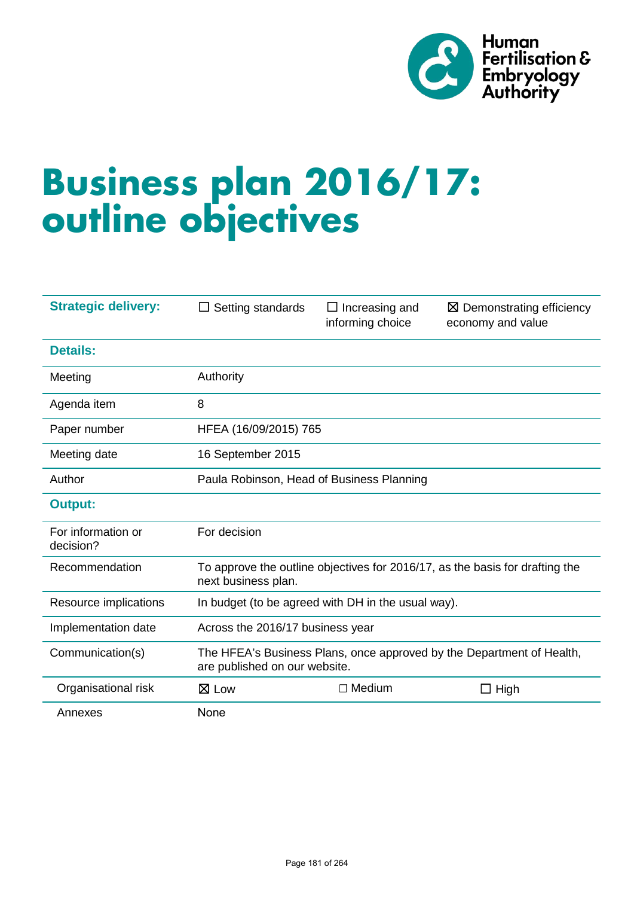Human Fertilisation & Embryology Authority

# Business plan 2016/17: outline objectives

| | | | |
|---|---|---|---|
| **Strategic delivery:** | ☐ Setting standards | ☐ Increasing and informing choice | ☒ Demonstrating efficiency economy and value |
| **Details:** | | | |
| Meeting | Authority | | |
| Agenda item | 8 | | |
| Paper number | HFEA (16/09/2015) 765 | | |
| Meeting date | 16 September 2015 | | |
| Author | Paula Robinson, Head of Business Planning | | |
| **Output:** | | | |
| For information or decision? | For decision | | |
| Recommendation | To approve the outline objectives for 2016/17, as the basis for drafting the next business plan. | | |
| Resource implications | In budget (to be agreed with DH in the usual way). | | |
| Implementation date | Across the 2016/17 business year | | |
| Communication(s) | The HFEA's Business Plans, once approved by the Department of Health, are published on our website. | | |
| Organisational risk | ☒ Low | ☐ Medium | ☐ High |
| Annexes | None | | |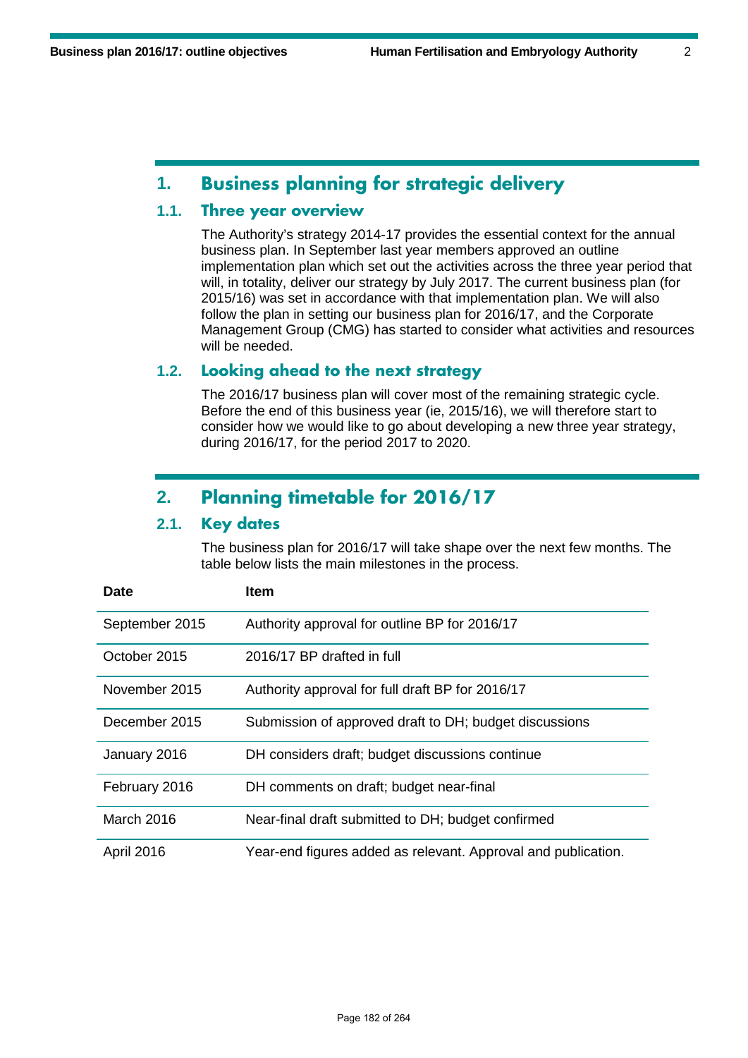## 1. Business planning for strategic delivery

### 1.1. Three year overview

The Authority's strategy 2014-17 provides the essential context for the annual business plan. In September last year members approved an outline implementation plan which set out the activities across the three year period that will, in totality, deliver our strategy by July 2017. The current business plan (for 2015/16) was set in accordance with that implementation plan. We will also follow the plan in setting our business plan for 2016/17, and the Corporate Management Group (CMG) has started to consider what activities and resources will be needed.

### 1.2. Looking ahead to the next strategy

The 2016/17 business plan will cover most of the remaining strategic cycle. Before the end of this business year (ie, 2015/16), we will therefore start to consider how we would like to go about developing a new three year strategy, during 2016/17, for the period 2017 to 2020.

## 2. Planning timetable for 2016/17

### 2.1. Key dates

The business plan for 2016/17 will take shape over the next few months. The table below lists the main milestones in the process.

| Date | Item |
|---|---|
| September 2015 | Authority approval for outline BP for 2016/17 |
| October 2015 | 2016/17 BP drafted in full |
| November 2015 | Authority approval for full draft BP for 2016/17 |
| December 2015 | Submission of approved draft to DH; budget discussions |
| January 2016 | DH considers draft; budget discussions continue |
| February 2016 | DH comments on draft; budget near-final |
| March 2016 | Near-final draft submitted to DH; budget confirmed |
| April 2016 | Year-end figures added as relevant. Approval and publication. |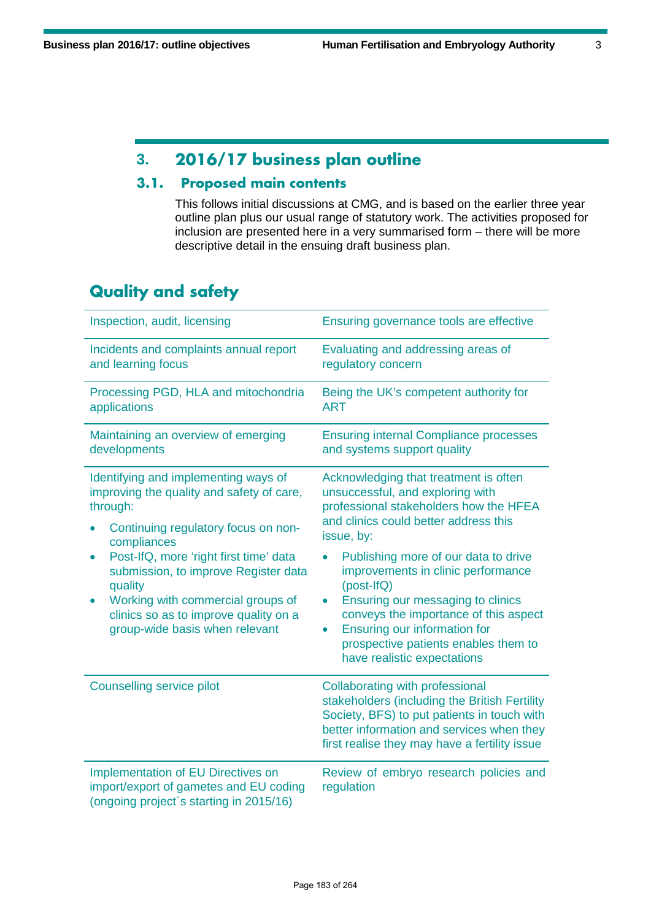## 3. 2016/17 business plan outline

### 3.1. Proposed main contents

This follows initial discussions at CMG, and is based on the earlier three year outline plan plus our usual range of statutory work. The activities proposed for inclusion are presented here in a very summarised form – there will be more descriptive detail in the ensuing draft business plan.

## Quality and safety

| | |
|---|---|
| Inspection, audit, licensing | Ensuring governance tools are effective |
| Incidents and complaints annual report and learning focus | Evaluating and addressing areas of regulatory concern |
| Processing PGD, HLA and mitochondria applications | Being the UK's competent authority for ART |
| Maintaining an overview of emerging developments | Ensuring internal Compliance processes and systems support quality |
| Identifying and implementing ways of improving the quality and safety of care, through:<br>• Continuing regulatory focus on non-compliances<br>• Post-IfQ, more 'right first time' data submission, to improve Register data quality<br>• Working with commercial groups of clinics so as to improve quality on a group-wide basis when relevant | Acknowledging that treatment is often unsuccessful, and exploring with professional stakeholders how the HFEA and clinics could better address this issue, by:<br>• Publishing more of our data to drive improvements in clinic performance (post-IfQ)<br>• Ensuring our messaging to clinics conveys the importance of this aspect<br>• Ensuring our information for prospective patients enables them to have realistic expectations |
| Counselling service pilot | Collaborating with professional stakeholders (including the British Fertility Society, BFS) to put patients in touch with better information and services when they first realise they may have a fertility issue |
| Implementation of EU Directives on import/export of gametes and EU coding (ongoing project`s starting in 2015/16) | Review of embryo research policies and regulation |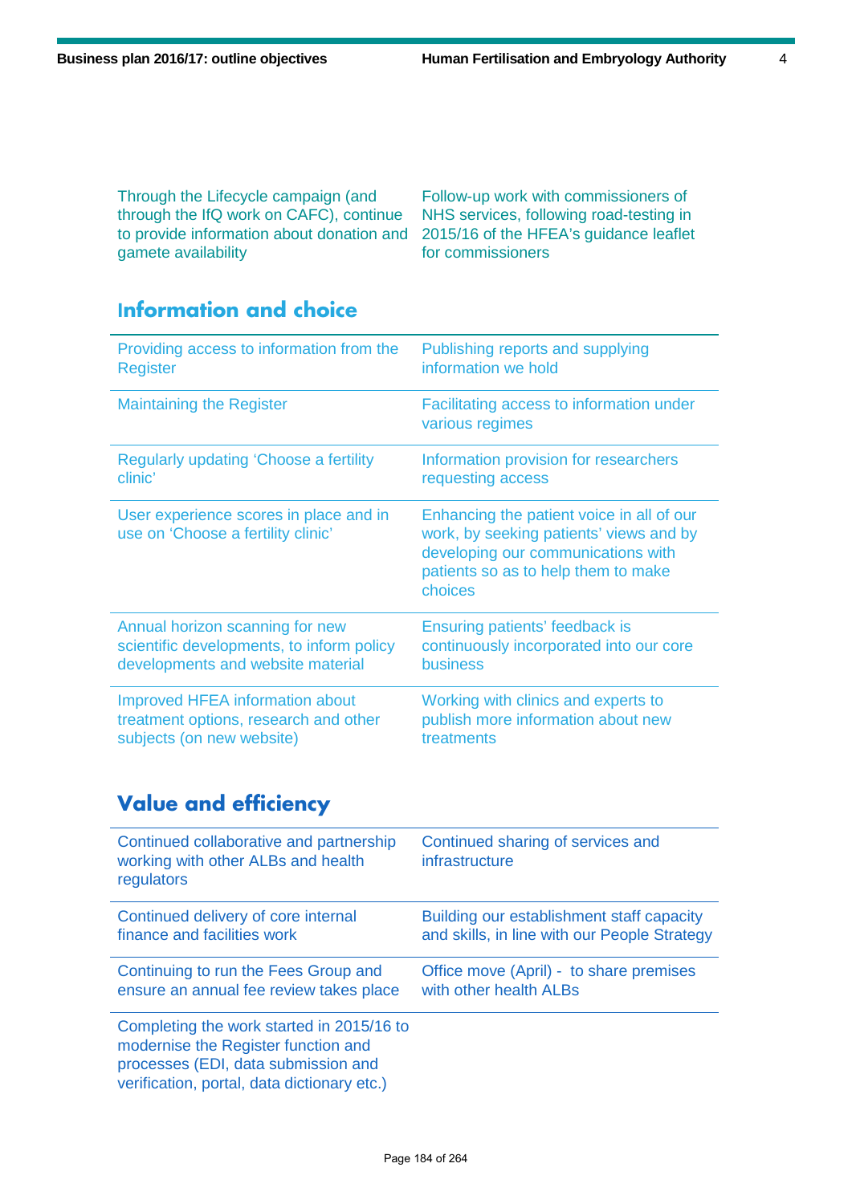| | |
|---|---|
| Through the Lifecycle campaign (and through the IfQ work on CAFC), continue to provide information about donation and gamete availability | Follow-up work with commissioners of NHS services, following road-testing in 2015/16 of the HFEA's guidance leaflet for commissioners |

## Information and choice

| | |
|---|---|
| Providing access to information from the Register | Publishing reports and supplying information we hold |
| Maintaining the Register | Facilitating access to information under various regimes |
| Regularly updating 'Choose a fertility clinic' | Information provision for researchers requesting access |
| User experience scores in place and in use on 'Choose a fertility clinic' | Enhancing the patient voice in all of our work, by seeking patients' views and by developing our communications with patients so as to help them to make choices |
| Annual horizon scanning for new scientific developments, to inform policy developments and website material | Ensuring patients' feedback is continuously incorporated into our core business |
| Improved HFEA information about treatment options, research and other subjects (on new website) | Working with clinics and experts to publish more information about new treatments |

## Value and efficiency

| | |
|---|---|
| Continued collaborative and partnership working with other ALBs and health regulators | Continued sharing of services and infrastructure |
| Continued delivery of core internal finance and facilities work | Building our establishment staff capacity and skills, in line with our People Strategy |
| Continuing to run the Fees Group and ensure an annual fee review takes place | Office move (April) - to share premises with other health ALBs |
| Completing the work started in 2015/16 to modernise the Register function and processes (EDI, data submission and verification, portal, data dictionary etc.) | |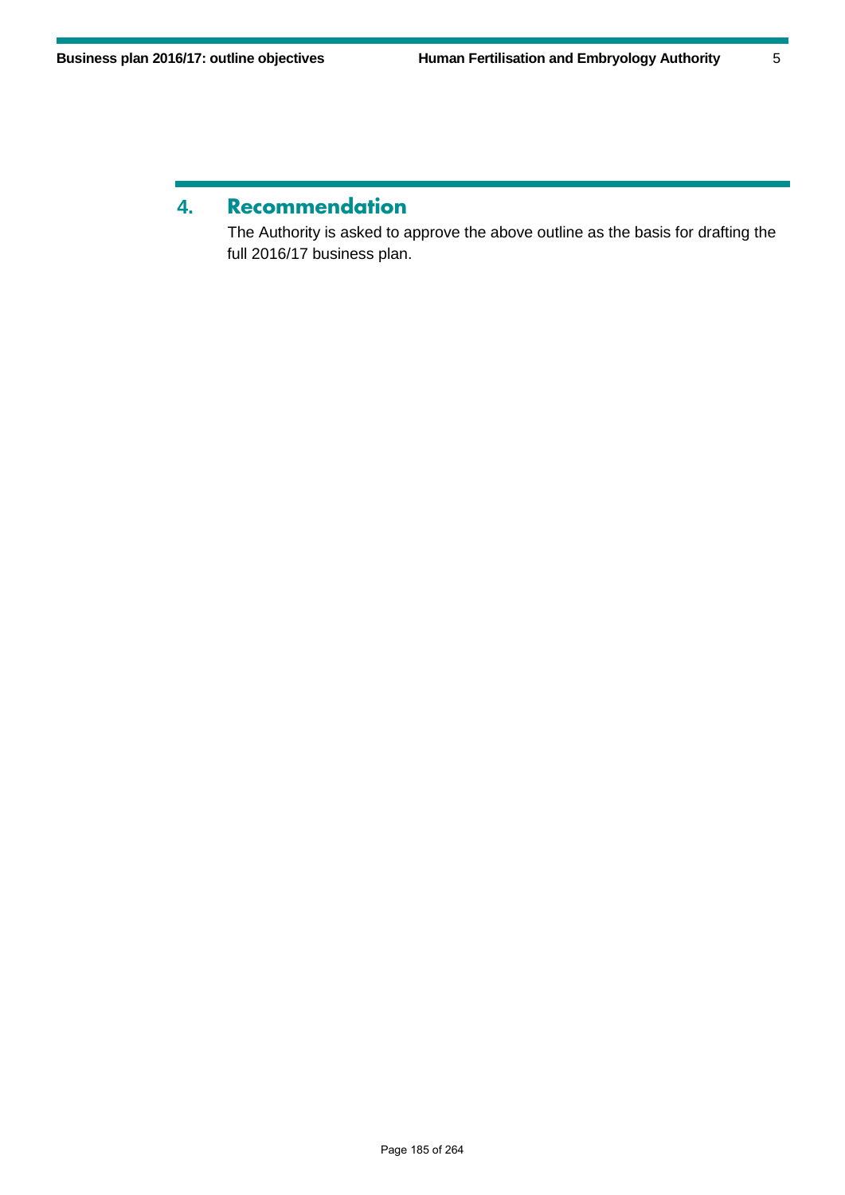## 4. Recommendation

The Authority is asked to approve the above outline as the basis for drafting the full 2016/17 business plan.